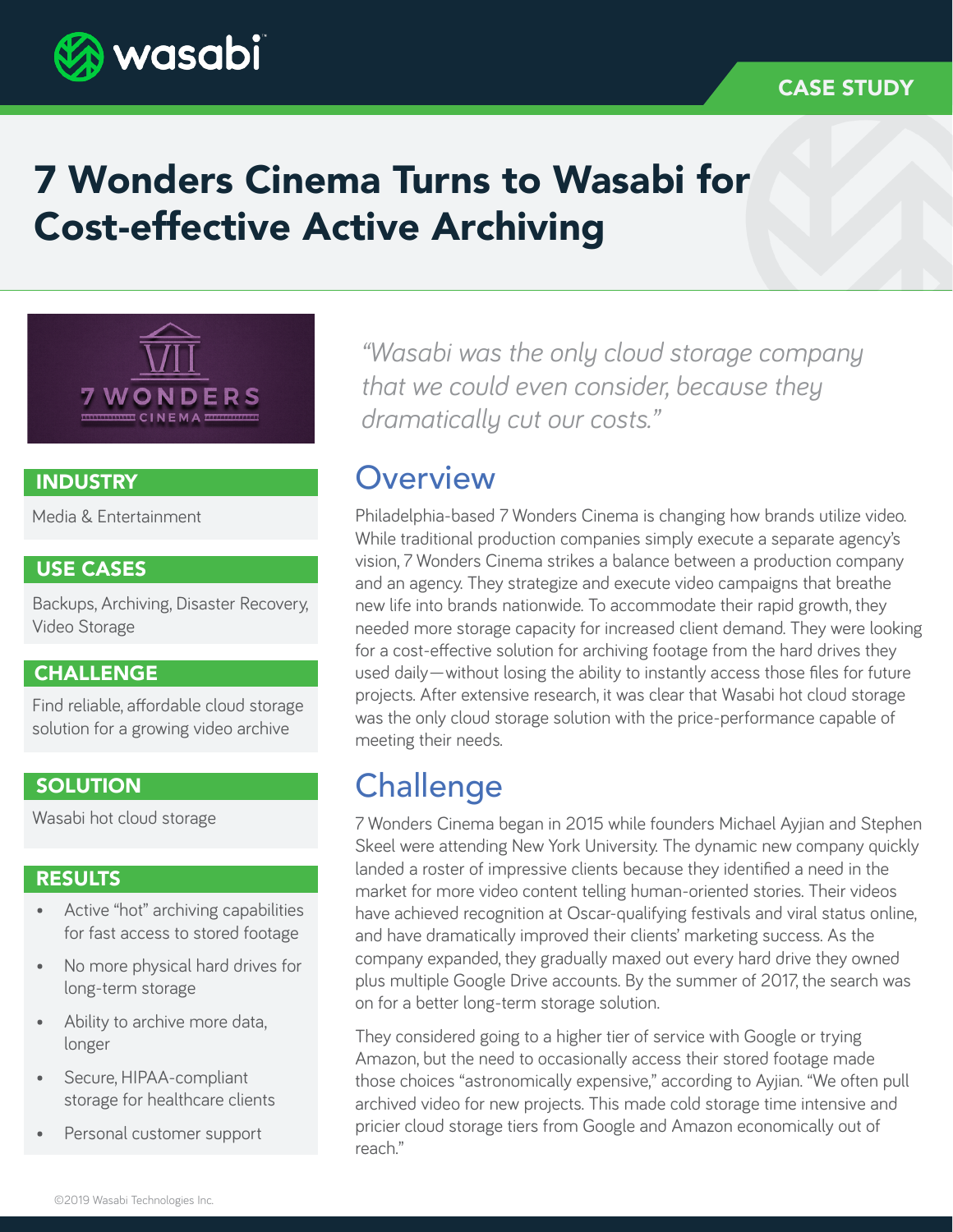CASE STUDY

# 7 Wonders Cinema Turns to Wasabi for Cost-effective Active Archiving

### INDUSTRY

Media & Entertainment

### USE CASES

Backups, Archiving, Disaster Recovery, Video Storage

### CHALLENGE

Find reliable, affordable cloud storage solution for a growing video archive

### SOLUTION

Wasabi hot cloud storage

### RESULTS

- Active "hot" archiving capabilities for fast access to stored footage
- No more physical hard drives for long-term storage
- Ability to archive more data, longer
- Secure, HIPAA-compliant storage for healthcare clients
- Personal customer support

*"Wasabi was the only cloud storage company that we could even consider, because they dramatically cut our costs."*

## Overview

Philadelphia-based 7 Wonders Cinema is changing how brands utilize video. While traditional production companies simply execute a separate agency's vision, 7 Wonders Cinema strikes a balance between a production company and an agency. They strategize and execute video campaigns that breathe new life into brands nationwide. To accommodate their rapid growth, they needed more storage capacity for increased client demand. They were looking for a cost-effective solution for archiving footage from the hard drives they used daily—without losing the ability to instantly access those files for future projects. After extensive research, it was clear that Wasabi hot cloud storage was the only cloud storage solution with the price-performance capable of meeting their needs.

## Challenge

7 Wonders Cinema began in 2015 while founders Michael Ayjian and Stephen Skeel were attending New York University. The dynamic new company quickly landed a roster of impressive clients because they identified a need in the market for more video content telling human-oriented stories. Their videos have achieved recognition at Oscar-qualifying festivals and viral status online, and have dramatically improved their clients' marketing success. As the company expanded, they gradually maxed out every hard drive they owned plus multiple Google Drive accounts. By the summer of 2017, the search was on for a better long-term storage solution.

They considered going to a higher tier of service with Google or trying Amazon, but the need to occasionally access their stored footage made those choices "astronomically expensive," according to Ayjian. "We often pull archived video for new projects. This made cold storage time intensive and pricier cloud storage tiers from Google and Amazon economically out of reach."

©2019 Wasabi Technologies Inc.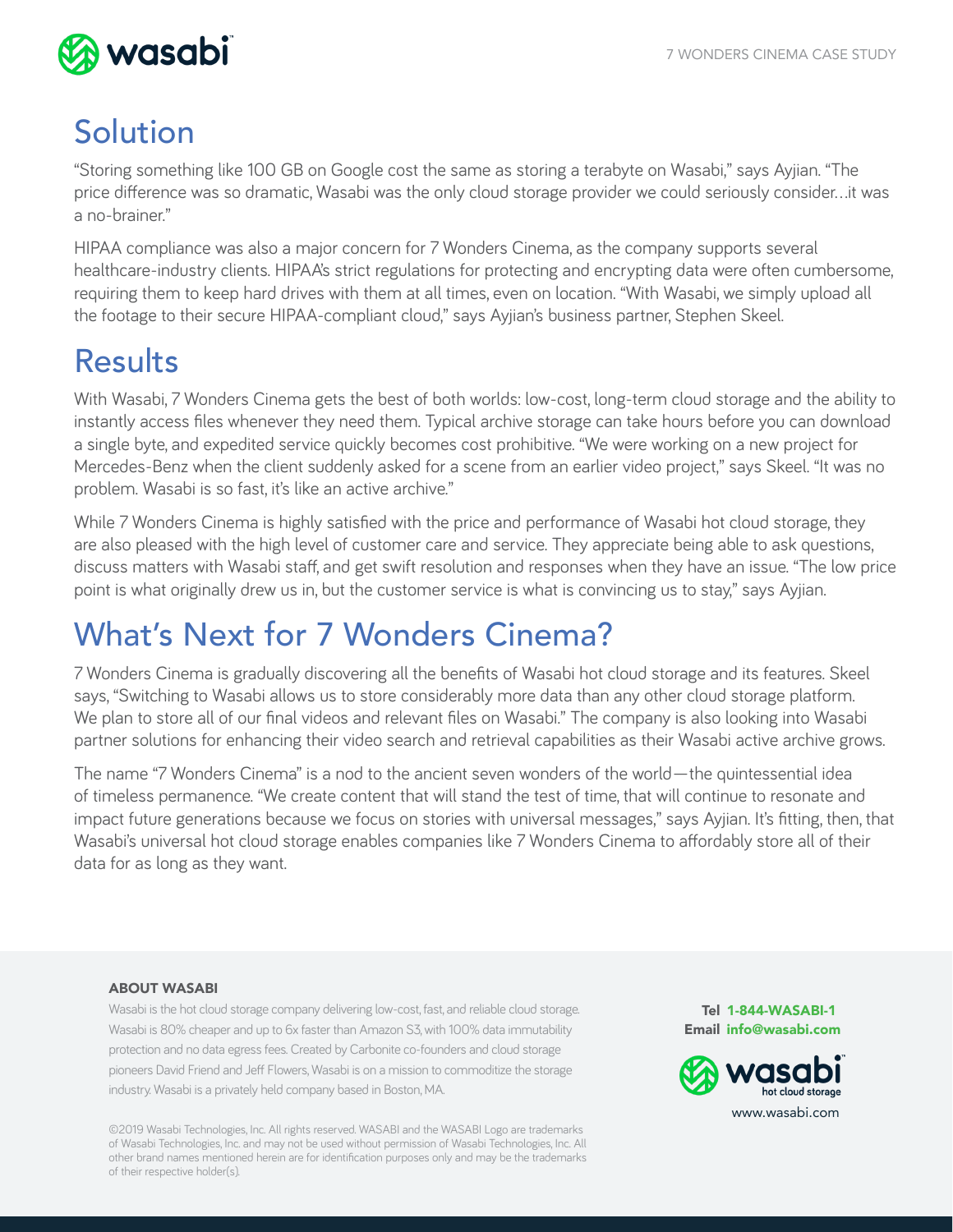## Solution

"Storing something like 100 GB on Google cost the same as storing a terabyte on Wasabi," says Ayjian. "The price difference was so dramatic, Wasabi was the only cloud storage provider we could seriously consider…it was a no-brainer."

HIPAA compliance was also a major concern for 7 Wonders Cinema, as the company supports several healthcare-industry clients. HIPAA's strict regulations for protecting and encrypting data were often cumbersome, requiring them to keep hard drives with them at all times, even on location. "With Wasabi, we simply upload all the footage to their secure HIPAA-compliant cloud," says Ayjian's business partner, Stephen Skeel.

## Results

With Wasabi, 7 Wonders Cinema gets the best of both worlds: low-cost, long-term cloud storage and the ability to instantly access files whenever they need them. Typical archive storage can take hours before you can download a single byte, and expedited service quickly becomes cost prohibitive. "We were working on a new project for Mercedes-Benz when the client suddenly asked for a scene from an earlier video project," says Skeel. "It was no problem. Wasabi is so fast, it's like an active archive."

While 7 Wonders Cinema is highly satisfied with the price and performance of Wasabi hot cloud storage, they are also pleased with the high level of customer care and service. They appreciate being able to ask questions, discuss matters with Wasabi staff, and get swift resolution and responses when they have an issue. "The low price point is what originally drew us in, but the customer service is what is convincing us to stay," says Ayjian.

## What's Next for 7 Wonders Cinema?

7 Wonders Cinema is gradually discovering all the benefits of Wasabi hot cloud storage and its features. Skeel says, "Switching to Wasabi allows us to store considerably more data than any other cloud storage platform. We plan to store all of our final videos and relevant files on Wasabi." The company is also looking into Wasabi partner solutions for enhancing their video search and retrieval capabilities as their Wasabi active archive grows.

The name "7 Wonders Cinema" is a nod to the ancient seven wonders of the world—the quintessential idea of timeless permanence. "We create content that will stand the test of time, that will continue to resonate and impact future generations because we focus on stories with universal messages," says Ayjian. It's fitting, then, that Wasabi's universal hot cloud storage enables companies like 7 Wonders Cinema to affordably store all of their data for as long as they want.

**ABOUT WASABI**

Wasabi is the hot cloud storage company delivering low-cost, fast, and reliable cloud storage. Wasabi is 80% cheaper and up to 6x faster than Amazon S3, with 100% data immutability protection and no data egress fees. Created by Carbonite co-founders and cloud storage pioneers David Friend and Jeff Flowers, Wasabi is on a mission to commoditize the storage industry. Wasabi is a privately held company based in Boston, MA.

©2019 Wasabi Technologies, Inc. All rights reserved. WASABI and the WASABI Logo are trademarks of Wasabi Technologies, Inc. and may not be used without permission of Wasabi Technologies, Inc. All other brand names mentioned herein are for identification purposes only and may be the trademarks of their respective holder(s).

**Tel** 1-844-WASABI-1
**Email** info@wasabi.com

wasabi hot cloud storage

www.wasabi.com